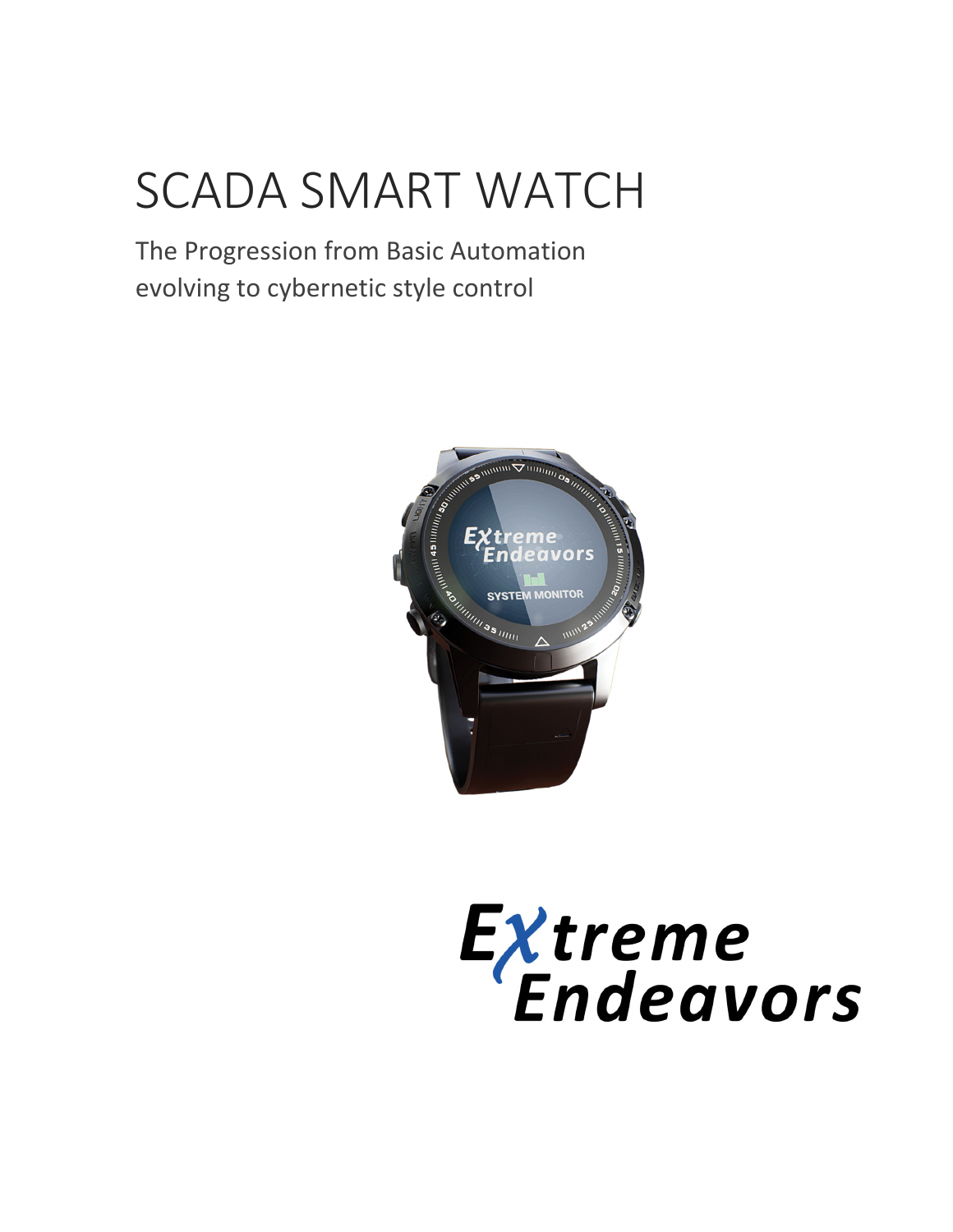# SCADA SMART WATCH

The Progression from Basic Automation evolving to cybernetic style control

Extreme Endeavors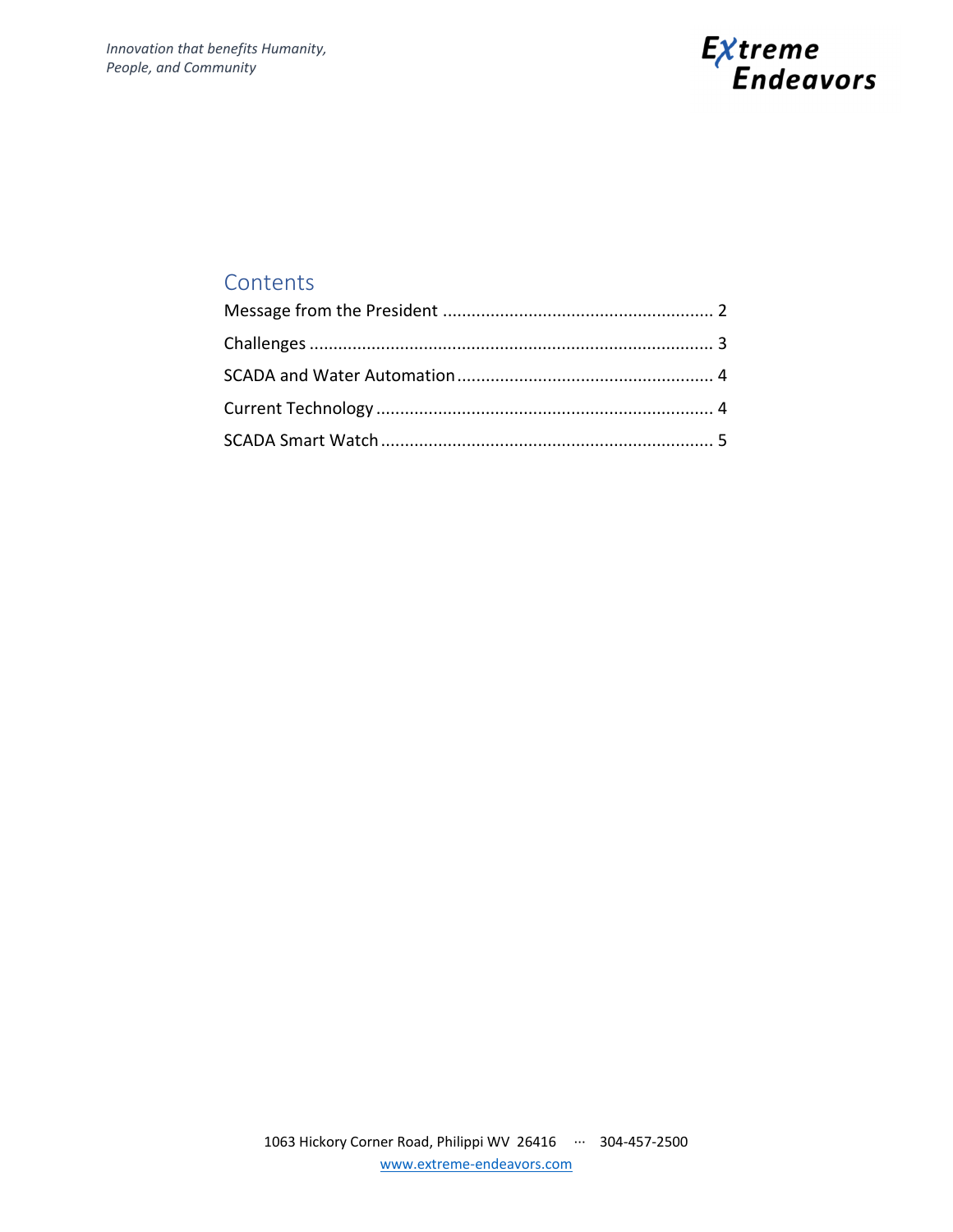## Contents

Message from the President ........................................................ 2

Challenges .................................................................................... 3

SCADA and Water Automation..................................................... 4

Current Technology ...................................................................... 4

SCADA Smart Watch .................................................................... 5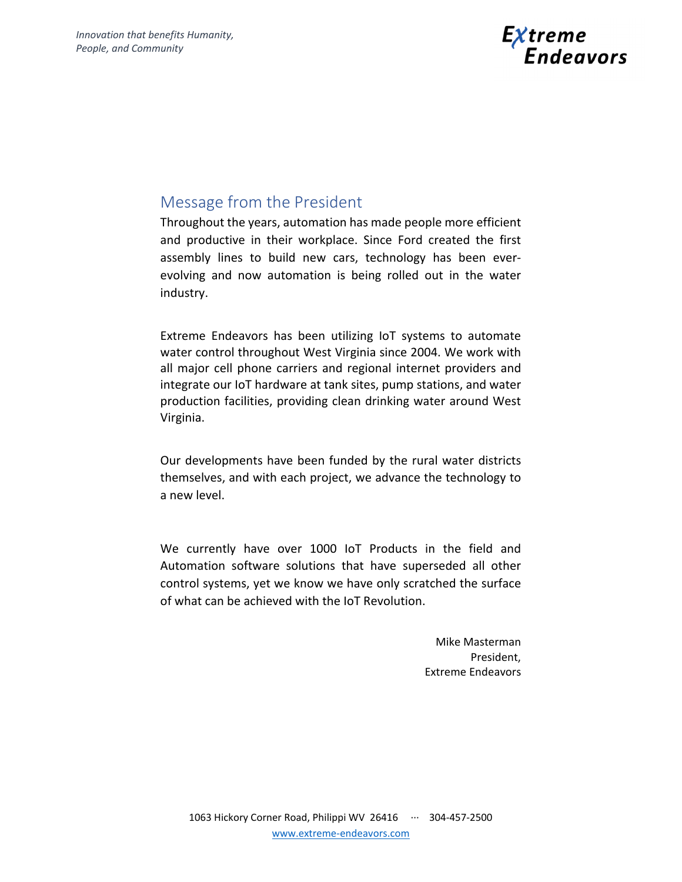## Message from the President

Throughout the years, automation has made people more efficient and productive in their workplace. Since Ford created the first assembly lines to build new cars, technology has been ever-evolving and now automation is being rolled out in the water industry.

Extreme Endeavors has been utilizing IoT systems to automate water control throughout West Virginia since 2004. We work with all major cell phone carriers and regional internet providers and integrate our IoT hardware at tank sites, pump stations, and water production facilities, providing clean drinking water around West Virginia.

Our developments have been funded by the rural water districts themselves, and with each project, we advance the technology to a new level.

We currently have over 1000 IoT Products in the field and Automation software solutions that have superseded all other control systems, yet we know we have only scratched the surface of what can be achieved with the IoT Revolution.

Mike Masterman
President,
Extreme Endeavors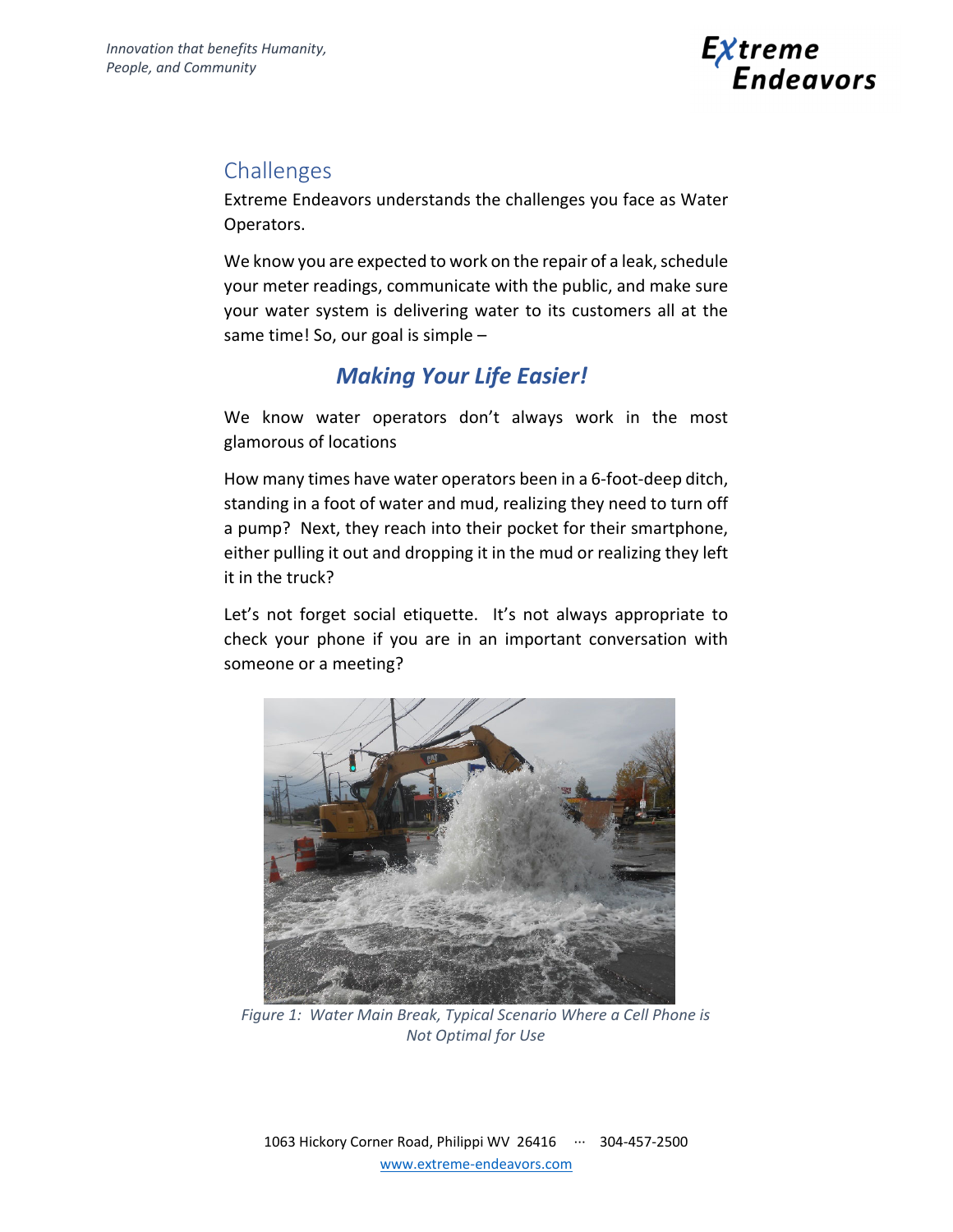## Challenges

Extreme Endeavors understands the challenges you face as Water Operators.

We know you are expected to work on the repair of a leak, schedule your meter readings, communicate with the public, and make sure your water system is delivering water to its customers all at the same time! So, our goal is simple –

### *Making Your Life Easier!*

We know water operators don't always work in the most glamorous of locations

How many times have water operators been in a 6-foot-deep ditch, standing in a foot of water and mud, realizing they need to turn off a pump? Next, they reach into their pocket for their smartphone, either pulling it out and dropping it in the mud or realizing they left it in the truck?

Let's not forget social etiquette. It's not always appropriate to check your phone if you are in an important conversation with someone or a meeting?

*Figure 1: Water Main Break, Typical Scenario Where a Cell Phone is Not Optimal for Use*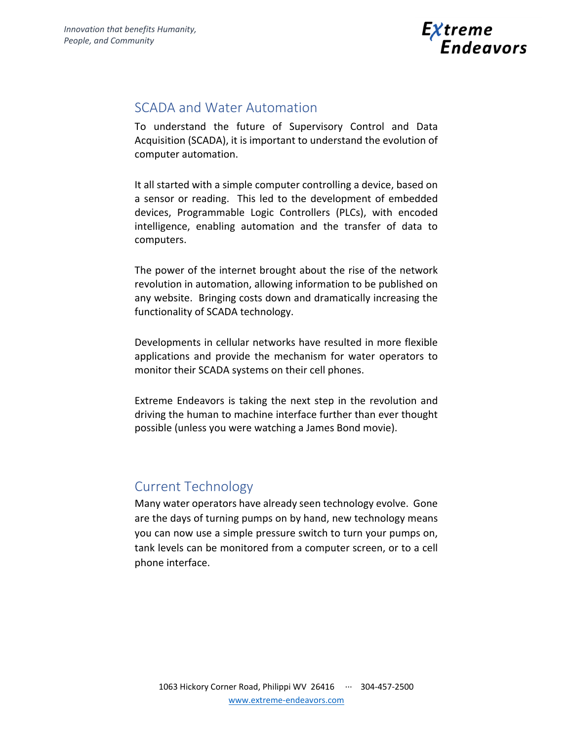## SCADA and Water Automation

To understand the future of Supervisory Control and Data Acquisition (SCADA), it is important to understand the evolution of computer automation.

It all started with a simple computer controlling a device, based on a sensor or reading. This led to the development of embedded devices, Programmable Logic Controllers (PLCs), with encoded intelligence, enabling automation and the transfer of data to computers.

The power of the internet brought about the rise of the network revolution in automation, allowing information to be published on any website. Bringing costs down and dramatically increasing the functionality of SCADA technology.

Developments in cellular networks have resulted in more flexible applications and provide the mechanism for water operators to monitor their SCADA systems on their cell phones.

Extreme Endeavors is taking the next step in the revolution and driving the human to machine interface further than ever thought possible (unless you were watching a James Bond movie).

## Current Technology

Many water operators have already seen technology evolve. Gone are the days of turning pumps on by hand, new technology means you can now use a simple pressure switch to turn your pumps on, tank levels can be monitored from a computer screen, or to a cell phone interface.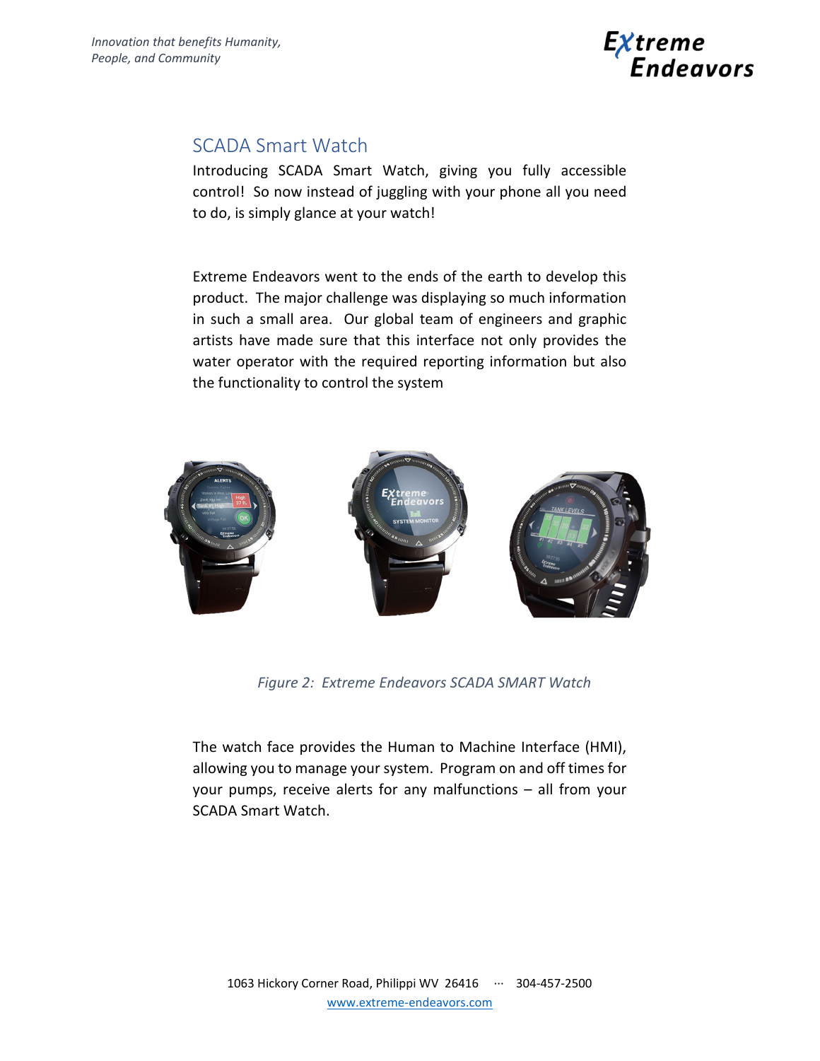## SCADA Smart Watch

Introducing SCADA Smart Watch, giving you fully accessible control! So now instead of juggling with your phone all you need to do, is simply glance at your watch!

Extreme Endeavors went to the ends of the earth to develop this product. The major challenge was displaying so much information in such a small area. Our global team of engineers and graphic artists have made sure that this interface not only provides the water operator with the required reporting information but also the functionality to control the system

*Figure 2: Extreme Endeavors SCADA SMART Watch*

The watch face provides the Human to Machine Interface (HMI), allowing you to manage your system. Program on and off times for your pumps, receive alerts for any malfunctions – all from your SCADA Smart Watch.